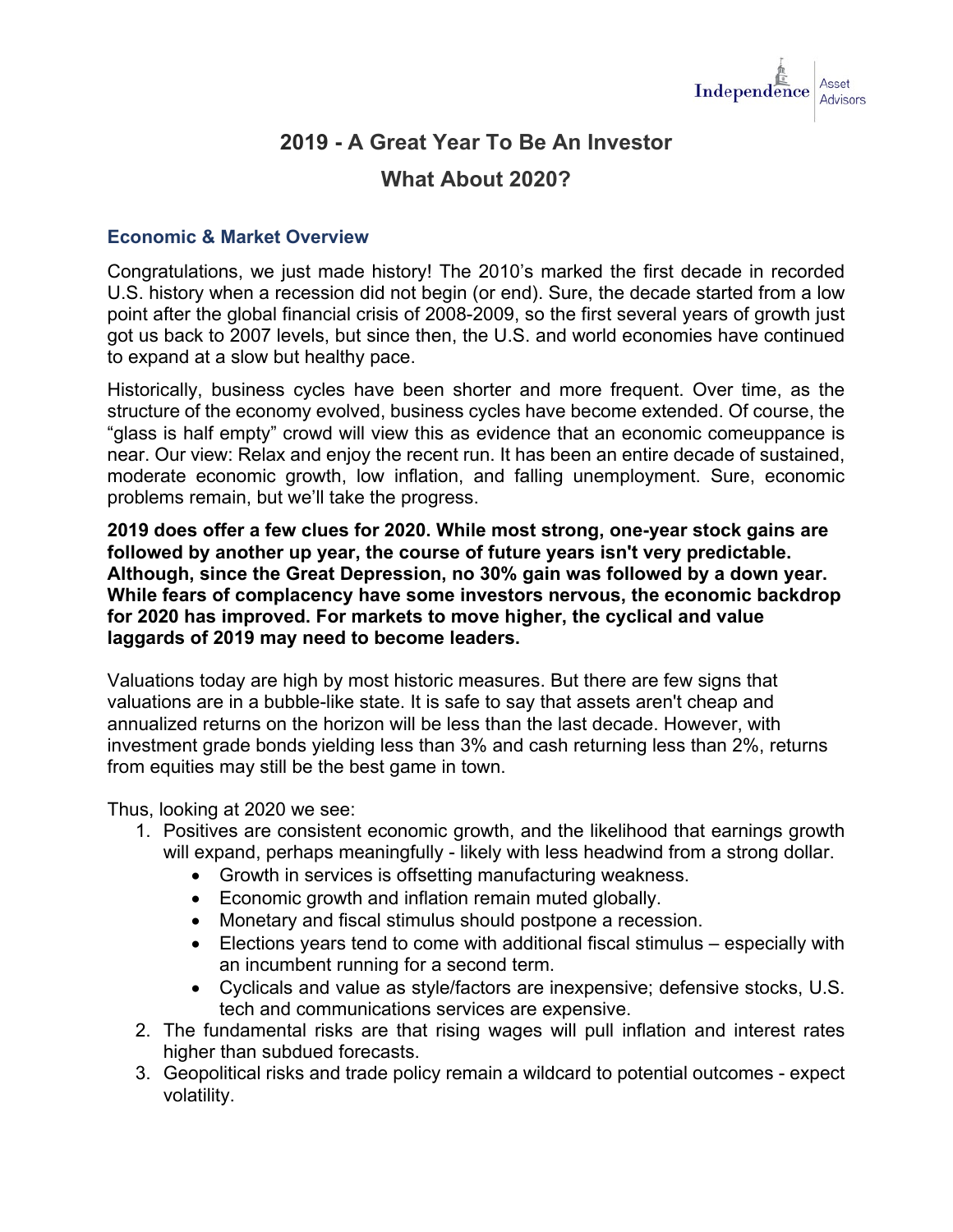Independence Asset Advisors

# 2019 - A Great Year To Be An Investor

# What About 2020?

## Economic & Market Overview

Congratulations, we just made history! The 2010's marked the first decade in recorded U.S. history when a recession did not begin (or end). Sure, the decade started from a low point after the global financial crisis of 2008-2009, so the first several years of growth just got us back to 2007 levels, but since then, the U.S. and world economies have continued to expand at a slow but healthy pace.

Historically, business cycles have been shorter and more frequent. Over time, as the structure of the economy evolved, business cycles have become extended. Of course, the "glass is half empty" crowd will view this as evidence that an economic comeuppance is near. Our view: Relax and enjoy the recent run. It has been an entire decade of sustained, moderate economic growth, low inflation, and falling unemployment. Sure, economic problems remain, but we'll take the progress.

**2019 does offer a few clues for 2020. While most strong, one-year stock gains are followed by another up year, the course of future years isn't very predictable. Although, since the Great Depression, no 30% gain was followed by a down year. While fears of complacency have some investors nervous, the economic backdrop for 2020 has improved. For markets to move higher, the cyclical and value laggards of 2019 may need to become leaders.**

Valuations today are high by most historic measures. But there are few signs that valuations are in a bubble-like state. It is safe to say that assets aren't cheap and annualized returns on the horizon will be less than the last decade. However, with investment grade bonds yielding less than 3% and cash returning less than 2%, returns from equities may still be the best game in town.

Thus, looking at 2020 we see:

1. Positives are consistent economic growth, and the likelihood that earnings growth will expand, perhaps meaningfully - likely with less headwind from a strong dollar.
   - Growth in services is offsetting manufacturing weakness.
   - Economic growth and inflation remain muted globally.
   - Monetary and fiscal stimulus should postpone a recession.
   - Elections years tend to come with additional fiscal stimulus – especially with an incumbent running for a second term.
   - Cyclicals and value as style/factors are inexpensive; defensive stocks, U.S. tech and communications services are expensive.
2. The fundamental risks are that rising wages will pull inflation and interest rates higher than subdued forecasts.
3. Geopolitical risks and trade policy remain a wildcard to potential outcomes - expect volatility.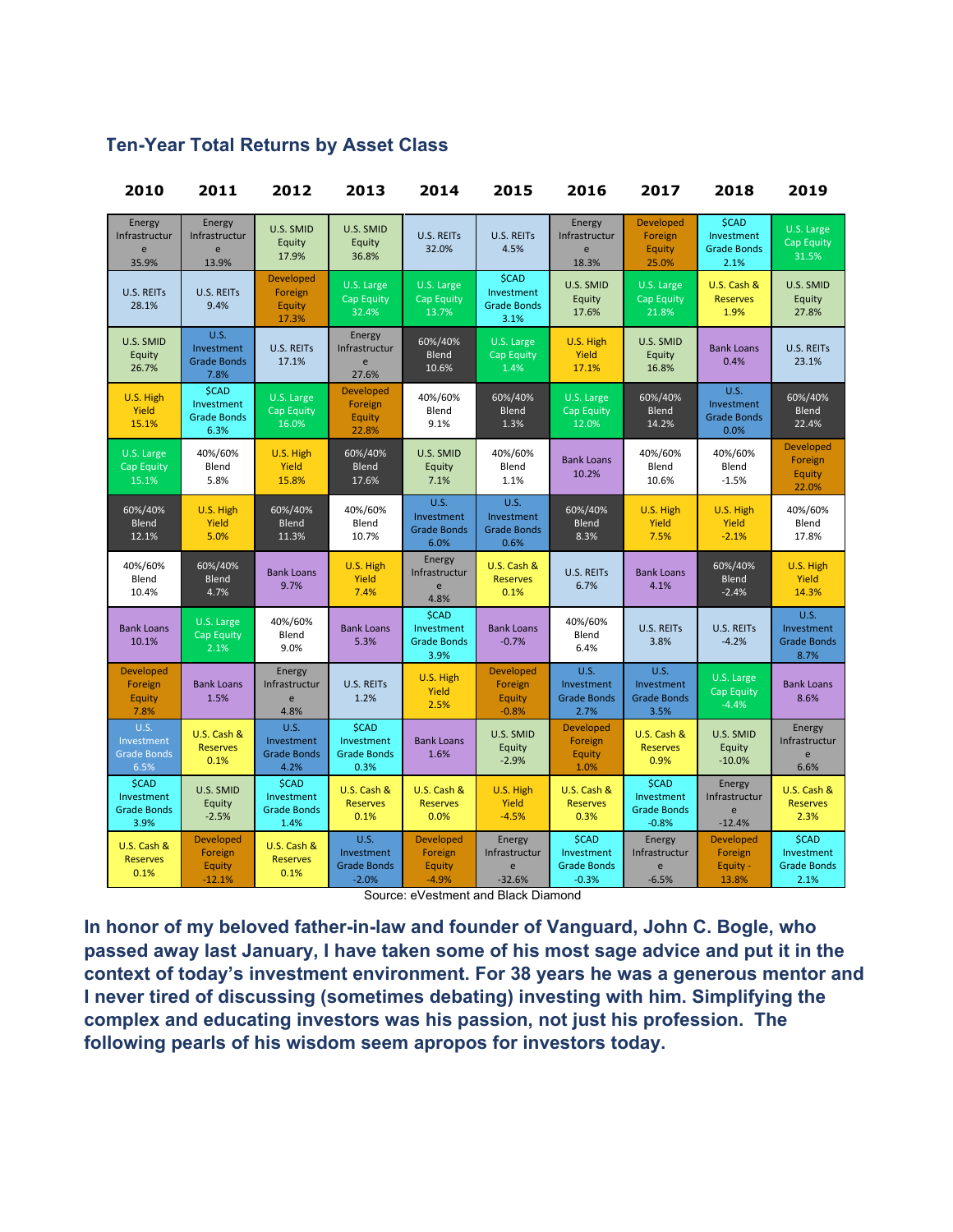### Ten-Year Total Returns by Asset Class

| 2010 | 2011 | 2012 | 2013 | 2014 | 2015 | 2016 | 2017 | 2018 | 2019 |
|---|---|---|---|---|---|---|---|---|---|
| Energy Infrastructure 35.9% | Energy Infrastructure 13.9% | U.S. SMID Equity 17.9% | U.S. SMID Equity 36.8% | U.S. REITs 32.0% | U.S. REITs 4.5% | Energy Infrastructure 18.3% | Developed Foreign Equity 25.0% | $CAD Investment Grade Bonds 2.1% | U.S. Large Cap Equity 31.5% |
| U.S. REITs 28.1% | U.S. REITs 9.4% | Developed Foreign Equity 17.3% | U.S. Large Cap Equity 32.4% | U.S. Large Cap Equity 13.7% | $CAD Investment Grade Bonds 3.1% | U.S. SMID Equity 17.6% | U.S. Large Cap Equity 21.8% | U.S. Cash & Reserves 1.9% | U.S. SMID Equity 27.8% |
| U.S. SMID Equity 26.7% | U.S. Investment Grade Bonds 7.8% | U.S. REITs 17.1% | Energy Infrastructure 27.6% | 60%/40% Blend 10.6% | U.S. Large Cap Equity 1.4% | U.S. High Yield 17.1% | U.S. SMID Equity 16.8% | Bank Loans 0.4% | U.S. REITs 23.1% |
| U.S. High Yield 15.1% | $CAD Investment Grade Bonds 6.3% | U.S. Large Cap Equity 16.0% | Developed Foreign Equity 22.8% | 40%/60% Blend 9.1% | 60%/40% Blend 1.3% | U.S. Large Cap Equity 12.0% | 60%/40% Blend 14.2% | U.S. Investment Grade Bonds 0.0% | 60%/40% Blend 22.4% |
| U.S. Large Cap Equity 15.1% | 40%/60% Blend 5.8% | U.S. High Yield 15.8% | 60%/40% Blend 17.6% | U.S. SMID Equity 7.1% | 40%/60% Blend 1.1% | Bank Loans 10.2% | 40%/60% Blend 10.6% | 40%/60% Blend -1.5% | Developed Foreign Equity 22.0% |
| 60%/40% Blend 12.1% | U.S. High Yield 5.0% | 60%/40% Blend 11.3% | 40%/60% Blend 10.7% | U.S. Investment Grade Bonds 6.0% | U.S. Investment Grade Bonds 0.6% | 60%/40% Blend 8.3% | U.S. High Yield 7.5% | U.S. High Yield -2.1% | 40%/60% Blend 17.8% |
| 40%/60% Blend 10.4% | 60%/40% Blend 4.7% | Bank Loans 9.7% | U.S. High Yield 7.4% | Energy Infrastructure 4.8% | U.S. Cash & Reserves 0.1% | U.S. REITs 6.7% | Bank Loans 4.1% | 60%/40% Blend -2.4% | U.S. High Yield 14.3% |
| Bank Loans 10.1% | U.S. Large Cap Equity 2.1% | 40%/60% Blend 9.0% | Bank Loans 5.3% | $CAD Investment Grade Bonds 3.9% | Bank Loans -0.7% | 40%/60% Blend 6.4% | U.S. REITs 3.8% | U.S. REITs -4.2% | U.S. Investment Grade Bonds 8.7% |
| Developed Foreign Equity 7.8% | Bank Loans 1.5% | Energy Infrastructure 4.8% | U.S. REITs 1.2% | U.S. High Yield 2.5% | Developed Foreign Equity -0.8% | U.S. Investment Grade Bonds 2.7% | U.S. Investment Grade Bonds 3.5% | U.S. Large Cap Equity -4.4% | Bank Loans 8.6% |
| U.S. Investment Grade Bonds 6.5% | U.S. Cash & Reserves 0.1% | U.S. Investment Grade Bonds 4.2% | $CAD Investment Grade Bonds 0.3% | Bank Loans 1.6% | U.S. SMID Equity -2.9% | Developed Foreign Equity 1.0% | U.S. Cash & Reserves 0.9% | U.S. SMID Equity -10.0% | Energy Infrastructure 6.6% |
| $CAD Investment Grade Bonds 3.9% | U.S. SMID Equity -2.5% | $CAD Investment Grade Bonds 1.4% | U.S. Cash & Reserves 0.1% | U.S. Cash & Reserves 0.0% | U.S. High Yield -4.5% | U.S. Cash & Reserves 0.3% | $CAD Investment Grade Bonds -0.8% | Energy Infrastructure -12.4% | U.S. Cash & Reserves 2.3% |
| U.S. Cash & Reserves 0.1% | Developed Foreign Equity -12.1% | U.S. Cash & Reserves 0.1% | U.S. Investment Grade Bonds -2.0% | Developed Foreign Equity -4.9% | Energy Infrastructure -32.6% | $CAD Investment Grade Bonds -0.3% | Energy Infrastructure -6.5% | Developed Foreign Equity -13.8% | $CAD Investment Grade Bonds 2.1% |

Source: eVestment and Black Diamond

**In honor of my beloved father-in-law and founder of Vanguard, John C. Bogle, who passed away last January, I have taken some of his most sage advice and put it in the context of today's investment environment. For 38 years he was a generous mentor and I never tired of discussing (sometimes debating) investing with him. Simplifying the complex and educating investors was his passion, not just his profession. The following pearls of his wisdom seem apropos for investors today.**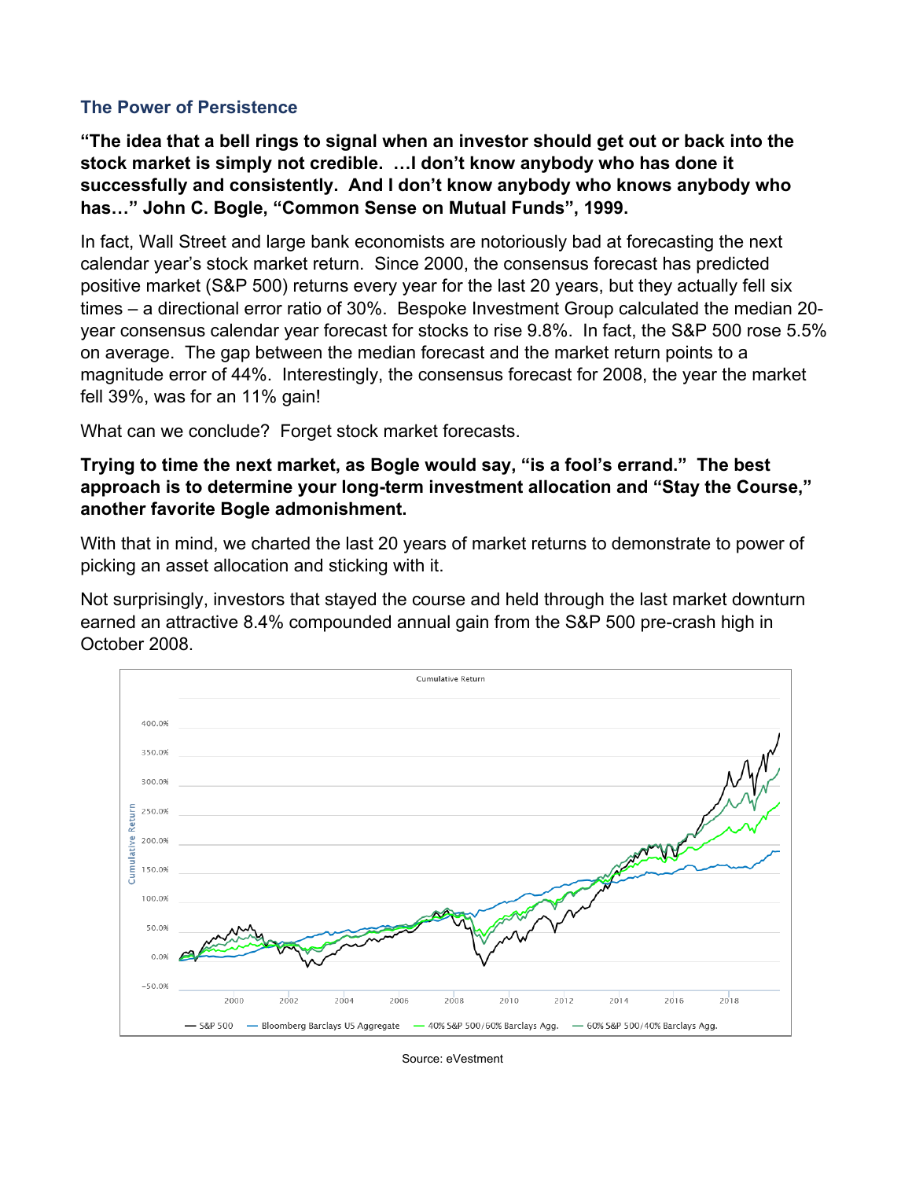### The Power of Persistence

**"The idea that a bell rings to signal when an investor should get out or back into the stock market is simply not credible. …I don't know anybody who has done it successfully and consistently. And I don't know anybody who knows anybody who has…" John C. Bogle, "Common Sense on Mutual Funds", 1999.**

In fact, Wall Street and large bank economists are notoriously bad at forecasting the next calendar year's stock market return. Since 2000, the consensus forecast has predicted positive market (S&P 500) returns every year for the last 20 years, but they actually fell six times – a directional error ratio of 30%. Bespoke Investment Group calculated the median 20-year consensus calendar year forecast for stocks to rise 9.8%. In fact, the S&P 500 rose 5.5% on average. The gap between the median forecast and the market return points to a magnitude error of 44%. Interestingly, the consensus forecast for 2008, the year the market fell 39%, was for an 11% gain!

What can we conclude? Forget stock market forecasts.

**Trying to time the next market, as Bogle would say, "is a fool's errand." The best approach is to determine your long-term investment allocation and "Stay the Course," another favorite Bogle admonishment.**

With that in mind, we charted the last 20 years of market returns to demonstrate to power of picking an asset allocation and sticking with it.

Not surprisingly, investors that stayed the course and held through the last market downturn earned an attractive 8.4% compounded annual gain from the S&P 500 pre-crash high in October 2008.

Cumulative Return

Legend: S&P 500; Bloomberg Barclays US Aggregate; 40% S&P 500/60% Barclays Agg.; 60% S&P 500/40% Barclays Agg.

Source: eVestment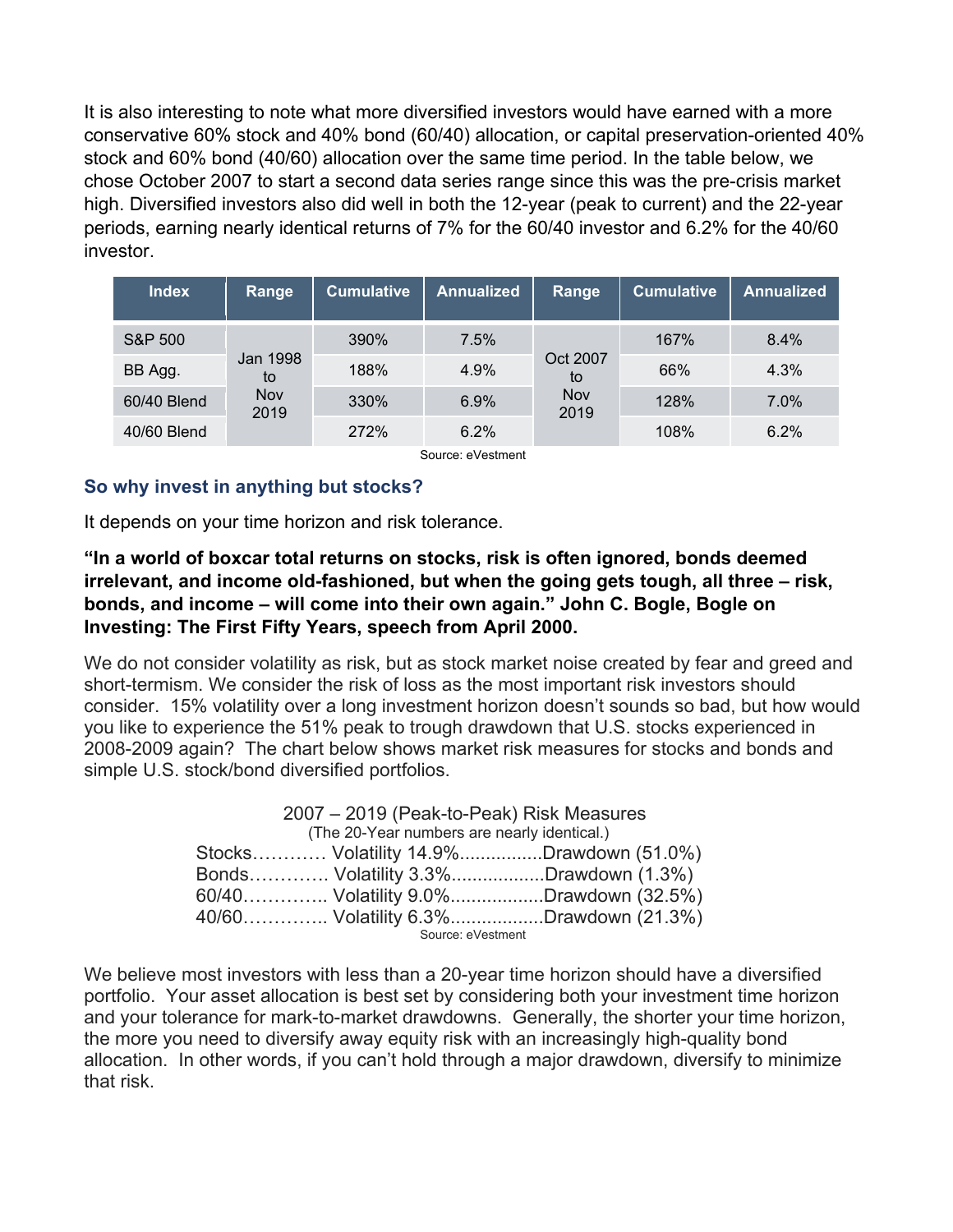It is also interesting to note what more diversified investors would have earned with a more conservative 60% stock and 40% bond (60/40) allocation, or capital preservation-oriented 40% stock and 60% bond (40/60) allocation over the same time period. In the table below, we chose October 2007 to start a second data series range since this was the pre-crisis market high. Diversified investors also did well in both the 12-year (peak to current) and the 22-year periods, earning nearly identical returns of 7% for the 60/40 investor and 6.2% for the 40/60 investor.

| Index | Range | Cumulative | Annualized | Range | Cumulative | Annualized |
|---|---|---|---|---|---|---|
| S&P 500 | Jan 1998 to Nov 2019 | 390% | 7.5% | Oct 2007 to Nov 2019 | 167% | 8.4% |
| BB Agg. | | 188% | 4.9% | | 66% | 4.3% |
| 60/40 Blend | | 330% | 6.9% | | 128% | 7.0% |
| 40/60 Blend | | 272% | 6.2% | | 108% | 6.2% |

Source: eVestment

### So why invest in anything but stocks?

It depends on your time horizon and risk tolerance.

**"In a world of boxcar total returns on stocks, risk is often ignored, bonds deemed irrelevant, and income old-fashioned, but when the going gets tough, all three – risk, bonds, and income – will come into their own again." John C. Bogle, Bogle on Investing: The First Fifty Years, speech from April 2000.**

We do not consider volatility as risk, but as stock market noise created by fear and greed and short-termism. We consider the risk of loss as the most important risk investors should consider. 15% volatility over a long investment horizon doesn't sounds so bad, but how would you like to experience the 51% peak to trough drawdown that U.S. stocks experienced in 2008-2009 again? The chart below shows market risk measures for stocks and bonds and simple U.S. stock/bond diversified portfolios.

2007 – 2019 (Peak-to-Peak) Risk Measures
(The 20-Year numbers are nearly identical.)

Stocks………… Volatility 14.9%................Drawdown (51.0%)
Bonds…………. Volatility 3.3%..................Drawdown (1.3%)
60/40………….. Volatility 9.0%..................Drawdown (32.5%)
40/60………….. Volatility 6.3%..................Drawdown (21.3%)

Source: eVestment

We believe most investors with less than a 20-year time horizon should have a diversified portfolio. Your asset allocation is best set by considering both your investment time horizon and your tolerance for mark-to-market drawdowns. Generally, the shorter your time horizon, the more you need to diversify away equity risk with an increasingly high-quality bond allocation. In other words, if you can't hold through a major drawdown, diversify to minimize that risk.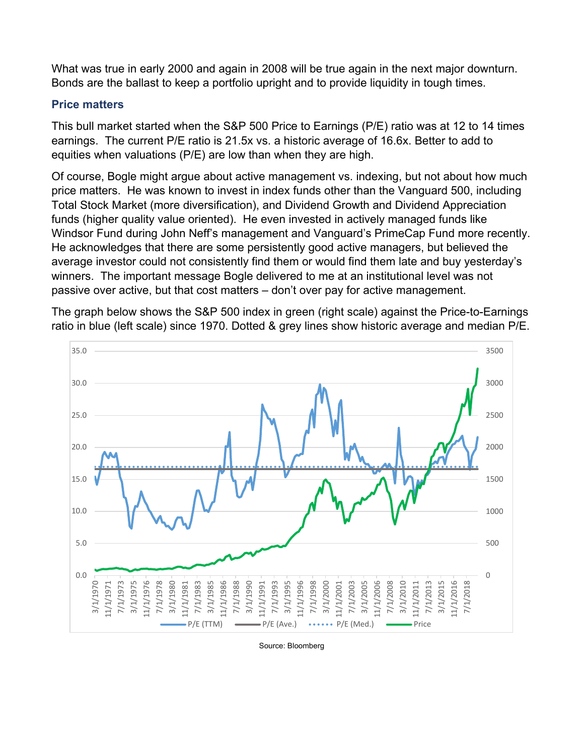What was true in early 2000 and again in 2008 will be true again in the next major downturn. Bonds are the ballast to keep a portfolio upright and to provide liquidity in tough times.

### Price matters

This bull market started when the S&P 500 Price to Earnings (P/E) ratio was at 12 to 14 times earnings. The current P/E ratio is 21.5x vs. a historic average of 16.6x. Better to add to equities when valuations (P/E) are low than when they are high.

Of course, Bogle might argue about active management vs. indexing, but not about how much price matters. He was known to invest in index funds other than the Vanguard 500, including Total Stock Market (more diversification), and Dividend Growth and Dividend Appreciation funds (higher quality value oriented). He even invested in actively managed funds like Windsor Fund during John Neff's management and Vanguard's PrimeCap Fund more recently. He acknowledges that there are some persistently good active managers, but believed the average investor could not consistently find them or would find them late and buy yesterday's winners. The important message Bogle delivered to me at an institutional level was not passive over active, but that cost matters – don't over pay for active management.

The graph below shows the S&P 500 index in green (right scale) against the Price-to-Earnings ratio in blue (left scale) since 1970. Dotted & grey lines show historic average and median P/E.

Source: Bloomberg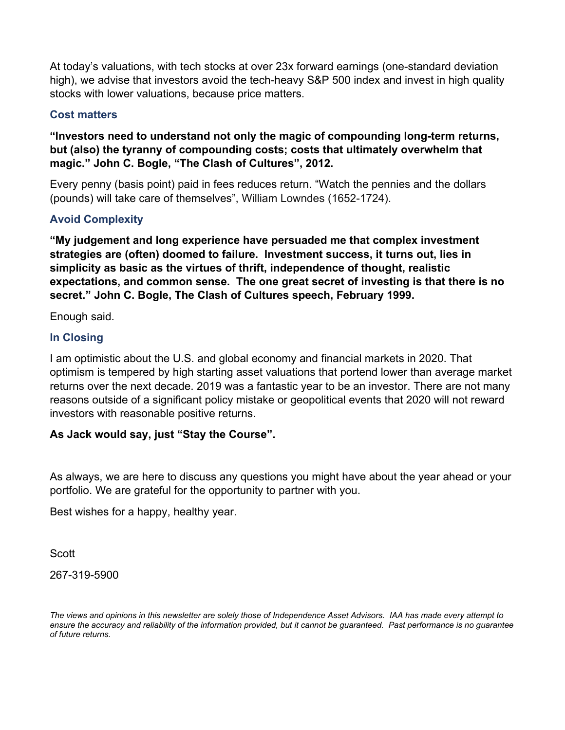At today's valuations, with tech stocks at over 23x forward earnings (one-standard deviation high), we advise that investors avoid the tech-heavy S&P 500 index and invest in high quality stocks with lower valuations, because price matters.

### Cost matters

**"Investors need to understand not only the magic of compounding long-term returns, but (also) the tyranny of compounding costs; costs that ultimately overwhelm that magic." John C. Bogle, "The Clash of Cultures", 2012.**

Every penny (basis point) paid in fees reduces return. "Watch the pennies and the dollars (pounds) will take care of themselves", William Lowndes (1652-1724).

### Avoid Complexity

**"My judgement and long experience have persuaded me that complex investment strategies are (often) doomed to failure. Investment success, it turns out, lies in simplicity as basic as the virtues of thrift, independence of thought, realistic expectations, and common sense. The one great secret of investing is that there is no secret." John C. Bogle, The Clash of Cultures speech, February 1999.**

Enough said.

### In Closing

I am optimistic about the U.S. and global economy and financial markets in 2020. That optimism is tempered by high starting asset valuations that portend lower than average market returns over the next decade. 2019 was a fantastic year to be an investor. There are not many reasons outside of a significant policy mistake or geopolitical events that 2020 will not reward investors with reasonable positive returns.

**As Jack would say, just "Stay the Course".**

As always, we are here to discuss any questions you might have about the year ahead or your portfolio. We are grateful for the opportunity to partner with you.

Best wishes for a happy, healthy year.

Scott

267-319-5900

*The views and opinions in this newsletter are solely those of Independence Asset Advisors. IAA has made every attempt to ensure the accuracy and reliability of the information provided, but it cannot be guaranteed. Past performance is no guarantee of future returns.*